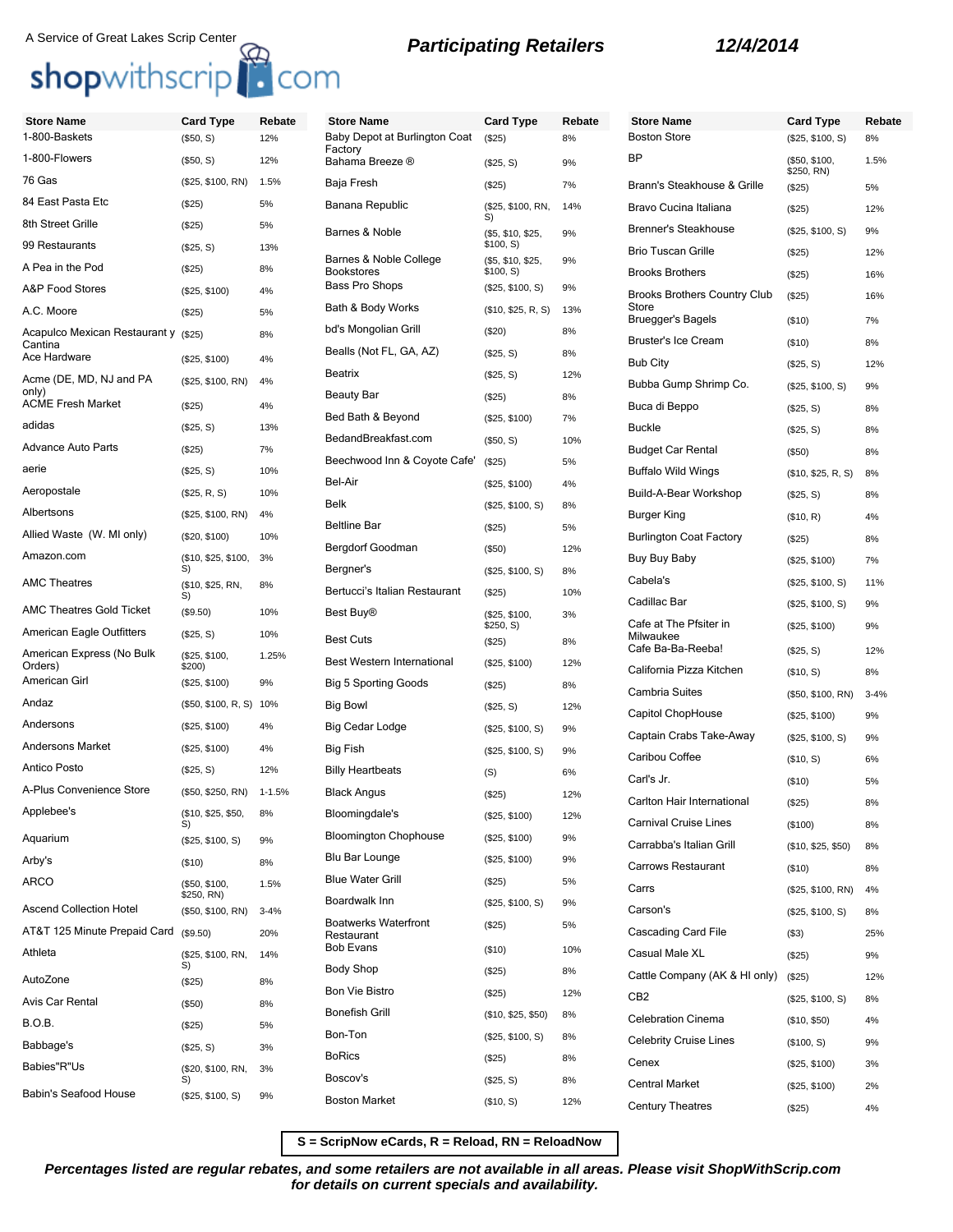A Service of Great Lakes Scrip Center

shopwithscrip.com

**Participating Retailers** **12/4/2014**

| Store Name | Card Type | Rebate |
|---|---|---|
| 1-800-Baskets | ($50, S) | 12% |
| 1-800-Flowers | ($50, S) | 12% |
| 76 Gas | ($25, $100, RN) | 1.5% |
| 84 East Pasta Etc | ($25) | 5% |
| 8th Street Grille | ($25) | 5% |
| 99 Restaurants | ($25, S) | 13% |
| A Pea in the Pod | ($25) | 8% |
| A&P Food Stores | ($25, $100) | 4% |
| A.C. Moore | ($25) | 5% |
| Acapulco Mexican Restaurant y Cantina | ($25) | 8% |
| Ace Hardware | ($25, $100) | 4% |
| Acme (DE, MD, NJ and PA only) | ($25, $100, RN) | 4% |
| ACME Fresh Market | ($25) | 4% |
| adidas | ($25, S) | 13% |
| Advance Auto Parts | ($25) | 7% |
| aerie | ($25, S) | 10% |
| Aeropostale | ($25, R, S) | 10% |
| Albertsons | ($25, $100, RN) | 4% |
| Allied Waste (W. MI only) | ($20, $100) | 10% |
| Amazon.com | ($10, $25, $100, S) | 3% |
| AMC Theatres | ($10, $25, RN, S) | 8% |
| AMC Theatres Gold Ticket | ($9.50) | 10% |
| American Eagle Outfitters | ($25, S) | 10% |
| American Express (No Bulk Orders) | ($25, $100, $200) | 1.25% |
| American Girl | ($25, $100) | 9% |
| Andaz | ($50, $100, R, S) | 10% |
| Andersons | ($25, $100) | 4% |
| Andersons Market | ($25, $100) | 4% |
| Antico Posto | ($25, S) | 12% |
| A-Plus Convenience Store | ($50, $250, RN) | 1-1.5% |
| Applebee's | ($10, $25, $50, S) | 8% |
| Aquarium | ($25, $100, S) | 9% |
| Arby's | ($10) | 8% |
| ARCO | ($50, $100, $250, RN) | 1.5% |
| Ascend Collection Hotel | ($50, $100, RN) | 3-4% |
| AT&T 125 Minute Prepaid Card | ($9.50) | 20% |
| Athleta | ($25, $100, RN, S) | 14% |
| AutoZone | ($25) | 8% |
| Avis Car Rental | ($50) | 8% |
| B.O.B. | ($25) | 5% |
| Babbage's | ($25, S) | 3% |
| Babies"R"Us | ($20, $100, RN, S) | 3% |
| Babin's Seafood House | ($25, $100, S) | 9% |
| Baby Depot at Burlington Coat Factory | ($25) | 8% |
| Bahama Breeze ® | ($25, S) | 9% |
| Baja Fresh | ($25) | 7% |
| Banana Republic | ($25, $100, RN, S) | 14% |
| Barnes & Noble | ($5, $10, $25, $100, S) | 9% |
| Barnes & Noble College Bookstores | ($5, $10, $25, $100, S) | 9% |
| Bass Pro Shops | ($25, $100, S) | 9% |
| Bath & Body Works | ($10, $25, R, S) | 13% |
| bd's Mongolian Grill | ($20) | 8% |
| Bealls (Not FL, GA, AZ) | ($25, S) | 8% |
| Beatrix | ($25, S) | 12% |
| Beauty Bar | ($25) | 8% |
| Bed Bath & Beyond | ($25, $100) | 7% |
| BedandBreakfast.com | ($50, S) | 10% |
| Beechwood Inn & Coyote Cafe' | ($25) | 5% |
| Bel-Air | ($25, $100) | 4% |
| Belk | ($25, $100, S) | 8% |
| Beltline Bar | ($25) | 5% |
| Bergdorf Goodman | ($50) | 12% |
| Bergner's | ($25, $100, S) | 8% |
| Bertucci's Italian Restaurant | ($25) | 10% |
| Best Buy® | ($25, $100, $250, S) | 3% |
| Best Cuts | ($25) | 8% |
| Best Western International | ($25, $100) | 12% |
| Big 5 Sporting Goods | ($25) | 8% |
| Big Bowl | ($25, S) | 12% |
| Big Cedar Lodge | ($25, $100, S) | 9% |
| Big Fish | ($25, $100, S) | 9% |
| Billy Heartbeats | (S) | 6% |
| Black Angus | ($25) | 12% |
| Bloomingdale's | ($25, $100) | 12% |
| Bloomington Chophouse | ($25, $100) | 9% |
| Blu Bar Lounge | ($25, $100) | 9% |
| Blue Water Grill | ($25) | 5% |
| Boardwalk Inn | ($25, $100, S) | 9% |
| Boatwerks Waterfront Restaurant | ($25) | 5% |
| Bob Evans | ($10) | 10% |
| Body Shop | ($25) | 8% |
| Bon Vie Bistro | ($25) | 12% |
| Bonefish Grill | ($10, $25, $50) | 8% |
| Bon-Ton | ($25, $100, S) | 8% |
| BoRics | ($25) | 8% |
| Boscov's | ($25, S) | 8% |
| Boston Market | ($10, S) | 12% |
| Boston Store | ($25, $100, S) | 8% |
| BP | ($50, $100, $250, RN) | 1.5% |
| Brann's Steakhouse & Grille | ($25) | 5% |
| Bravo Cucina Italiana | ($25) | 12% |
| Brenner's Steakhouse | ($25, $100, S) | 9% |
| Brio Tuscan Grille | ($25) | 12% |
| Brooks Brothers | ($25) | 16% |
| Brooks Brothers Country Club Store | ($25) | 16% |
| Bruegger's Bagels | ($10) | 7% |
| Bruster's Ice Cream | ($10) | 8% |
| Bub City | ($25, S) | 12% |
| Bubba Gump Shrimp Co. | ($25, $100, S) | 9% |
| Buca di Beppo | ($25, S) | 8% |
| Buckle | ($25, S) | 8% |
| Budget Car Rental | ($50) | 8% |
| Buffalo Wild Wings | ($10, $25, R, S) | 8% |
| Build-A-Bear Workshop | ($25, S) | 8% |
| Burger King | ($10, R) | 4% |
| Burlington Coat Factory | ($25) | 8% |
| Buy Buy Baby | ($25, $100) | 7% |
| Cabela's | ($25, $100, S) | 11% |
| Cadillac Bar | ($25, $100, S) | 9% |
| Cafe at The Pfister in Milwaukee | ($25, $100) | 9% |
| Cafe Ba-Ba-Reeba! | ($25, S) | 12% |
| California Pizza Kitchen | ($10, S) | 8% |
| Cambria Suites | ($50, $100, RN) | 3-4% |
| Capitol ChopHouse | ($25, $100) | 9% |
| Captain Crabs Take-Away | ($25, $100, S) | 9% |
| Caribou Coffee | ($10, S) | 6% |
| Carl's Jr. | ($10) | 5% |
| Carlton Hair International | ($25) | 8% |
| Carnival Cruise Lines | ($100) | 8% |
| Carrabba's Italian Grill | ($10, $25, $50) | 8% |
| Carrows Restaurant | ($10) | 8% |
| Carrs | ($25, $100, RN) | 4% |
| Carson's | ($25, $100, S) | 8% |
| Cascading Card File | ($3) | 25% |
| Casual Male XL | ($25) | 9% |
| Cattle Company (AK & HI only) | ($25) | 12% |
| CB2 | ($25, $100, S) | 8% |
| Celebration Cinema | ($10, $50) | 4% |
| Celebrity Cruise Lines | ($100, S) | 9% |
| Cenex | ($25, $100) | 3% |
| Central Market | ($25, $100) | 2% |
| Century Theatres | ($25) | 4% |

**S = ScripNow eCards, R = Reload, RN = ReloadNow**

***Percentages listed are regular rebates, and some retailers are not available in all areas. Please visit ShopWithScrip.com for details on current specials and availability.***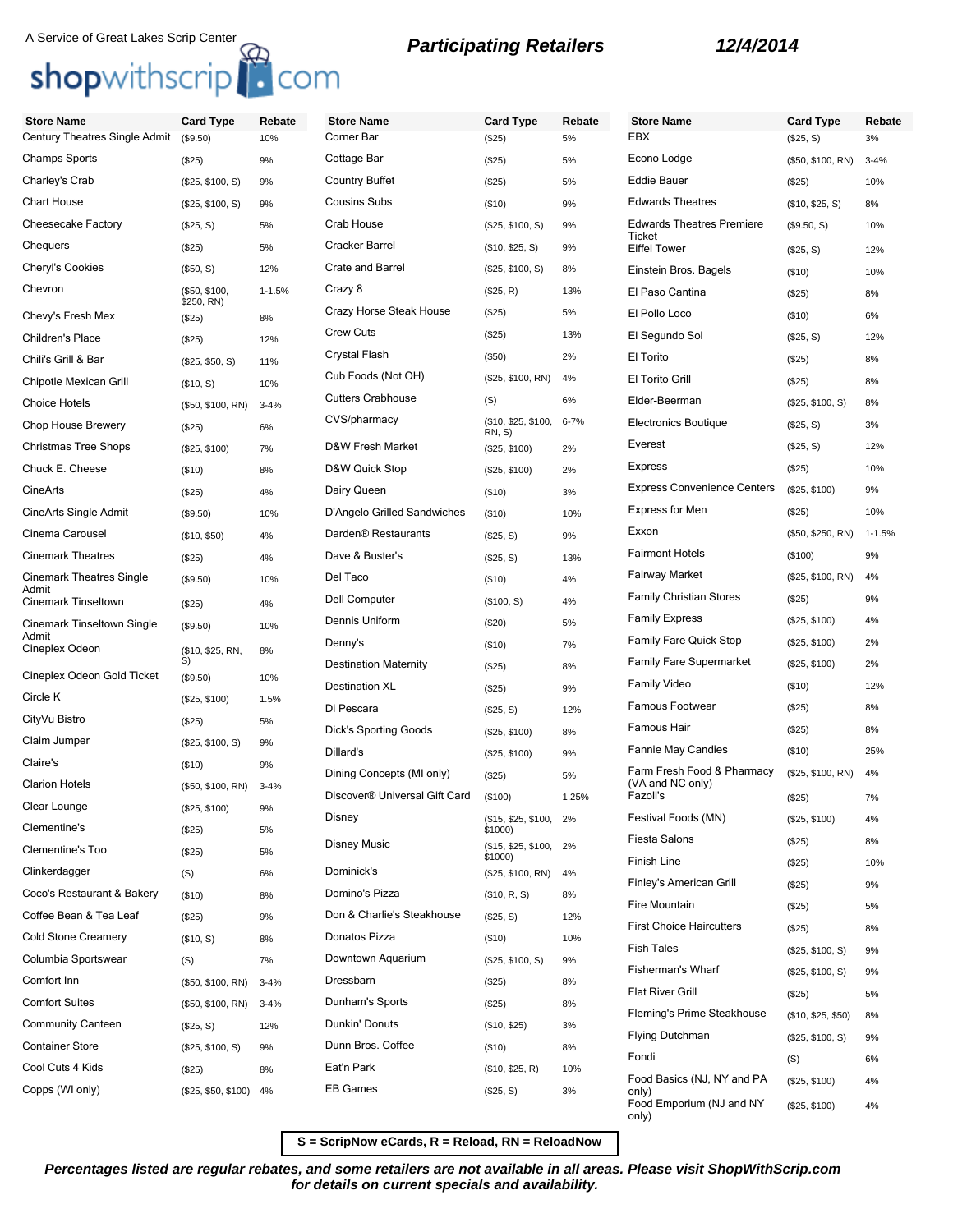A Service of Great Lakes Scrip Center

shopwithscrip.com

**_Participating Retailers_** **_12/4/2014_**

| Store Name | Card Type | Rebate |
|---|---|---|
| Century Theatres Single Admit | ($9.50) | 10% |
| Champs Sports | ($25) | 9% |
| Charley's Crab | ($25, $100, S) | 9% |
| Chart House | ($25, $100, S) | 9% |
| Cheesecake Factory | ($25, S) | 5% |
| Chequers | ($25) | 5% |
| Cheryl's Cookies | ($50, S) | 12% |
| Chevron | ($50, $100, $250, RN) | 1-1.5% |
| Chevy's Fresh Mex | ($25) | 8% |
| Children's Place | ($25) | 12% |
| Chili's Grill & Bar | ($25, $50, S) | 11% |
| Chipotle Mexican Grill | ($10, S) | 10% |
| Choice Hotels | ($50, $100, RN) | 3-4% |
| Chop House Brewery | ($25) | 6% |
| Christmas Tree Shops | ($25, $100) | 7% |
| Chuck E. Cheese | ($10) | 8% |
| CineArts | ($25) | 4% |
| CineArts Single Admit | ($9.50) | 10% |
| Cinema Carousel | ($10, $50) | 4% |
| Cinemark Theatres | ($25) | 4% |
| Cinemark Theatres Single Admit | ($9.50) | 10% |
| Cinemark Tinseltown | ($25) | 4% |
| Cinemark Tinseltown Single Admit | ($9.50) | 10% |
| Cineplex Odeon | ($10, $25, RN, S) | 8% |
| Cineplex Odeon Gold Ticket | ($9.50) | 10% |
| Circle K | ($25, $100) | 1.5% |
| CityVu Bistro | ($25) | 5% |
| Claim Jumper | ($25, $100, S) | 9% |
| Claire's | ($10) | 9% |
| Clarion Hotels | ($50, $100, RN) | 3-4% |
| Clear Lounge | ($25, $100) | 9% |
| Clementine's | ($25) | 5% |
| Clementine's Too | ($25) | 5% |
| Clinkerdagger | (S) | 6% |
| Coco's Restaurant & Bakery | ($10) | 8% |
| Coffee Bean & Tea Leaf | ($25) | 9% |
| Cold Stone Creamery | ($10, S) | 8% |
| Columbia Sportswear | (S) | 7% |
| Comfort Inn | ($50, $100, RN) | 3-4% |
| Comfort Suites | ($50, $100, RN) | 3-4% |
| Community Canteen | ($25, S) | 12% |
| Container Store | ($25, $100, S) | 9% |
| Cool Cuts 4 Kids | ($25) | 8% |
| Copps (WI only) | ($25, $50, $100) | 4% |
| Corner Bar | ($25) | 5% |
| Cottage Bar | ($25) | 5% |
| Country Buffet | ($25) | 5% |
| Cousins Subs | ($10) | 9% |
| Crab House | ($25, $100, S) | 9% |
| Cracker Barrel | ($10, $25, S) | 9% |
| Crate and Barrel | ($25, $100, S) | 8% |
| Crazy 8 | ($25, R) | 13% |
| Crazy Horse Steak House | ($25) | 5% |
| Crew Cuts | ($25) | 13% |
| Crystal Flash | ($50) | 2% |
| Cub Foods (Not OH) | ($25, $100, RN) | 4% |
| Cutters Crabhouse | (S) | 6% |
| CVS/pharmacy | ($10, $25, $100, RN, S) | 6-7% |
| D&W Fresh Market | ($25, $100) | 2% |
| D&W Quick Stop | ($25, $100) | 2% |
| Dairy Queen | ($10) | 3% |
| D'Angelo Grilled Sandwiches | ($10) | 10% |
| Darden® Restaurants | ($25, S) | 9% |
| Dave & Buster's | ($25, S) | 13% |
| Del Taco | ($10) | 4% |
| Dell Computer | ($100, S) | 4% |
| Dennis Uniform | ($20) | 5% |
| Denny's | ($10) | 7% |
| Destination Maternity | ($25) | 8% |
| Destination XL | ($25) | 9% |
| Di Pescara | ($25, S) | 12% |
| Dick's Sporting Goods | ($25, $100) | 8% |
| Dillard's | ($25, $100) | 9% |
| Dining Concepts (MI only) | ($25) | 5% |
| Discover® Universal Gift Card | ($100) | 1.25% |
| Disney | ($15, $25, $100, $1000) | 2% |
| Disney Music | ($15, $25, $100, $1000) | 2% |
| Dominick's | ($25, $100, RN) | 4% |
| Domino's Pizza | ($10, R, S) | 8% |
| Don & Charlie's Steakhouse | ($25, S) | 12% |
| Donatos Pizza | ($10) | 10% |
| Downtown Aquarium | ($25, $100, S) | 9% |
| Dressbarn | ($25) | 8% |
| Dunham's Sports | ($25) | 8% |
| Dunkin' Donuts | ($10, $25) | 3% |
| Dunn Bros. Coffee | ($10) | 8% |
| Eat'n Park | ($10, $25, R) | 10% |
| EB Games | ($25, S) | 3% |
| EBX | ($25, S) | 3% |
| Econo Lodge | ($50, $100, RN) | 3-4% |
| Eddie Bauer | ($25) | 10% |
| Edwards Theatres | ($10, $25, S) | 8% |
| Edwards Theatres Premiere Ticket | ($9.50, S) | 10% |
| Eiffel Tower | ($25, S) | 12% |
| Einstein Bros. Bagels | ($10) | 10% |
| El Paso Cantina | ($25) | 8% |
| El Pollo Loco | ($10) | 6% |
| El Segundo Sol | ($25, S) | 12% |
| El Torito | ($25) | 8% |
| El Torito Grill | ($25) | 8% |
| Elder-Beerman | ($25, $100, S) | 8% |
| Electronics Boutique | ($25, S) | 3% |
| Everest | ($25, S) | 12% |
| Express | ($25) | 10% |
| Express Convenience Centers | ($25, $100) | 9% |
| Express for Men | ($25) | 10% |
| Exxon | ($50, $250, RN) | 1-1.5% |
| Fairmont Hotels | ($100) | 9% |
| Fairway Market | ($25, $100, RN) | 4% |
| Family Christian Stores | ($25) | 9% |
| Family Express | ($25, $100) | 4% |
| Family Fare Quick Stop | ($25, $100) | 2% |
| Family Fare Supermarket | ($25, $100) | 2% |
| Family Video | ($10) | 12% |
| Famous Footwear | ($25) | 8% |
| Famous Hair | ($25) | 8% |
| Fannie May Candies | ($10) | 25% |
| Farm Fresh Food & Pharmacy (VA and NC only) | ($25, $100, RN) | 4% |
| Fazoli's | ($25) | 7% |
| Festival Foods (MN) | ($25, $100) | 4% |
| Fiesta Salons | ($25) | 8% |
| Finish Line | ($25) | 10% |
| Finley's American Grill | ($25) | 9% |
| Fire Mountain | ($25) | 5% |
| First Choice Haircutters | ($25) | 8% |
| Fish Tales | ($25, $100, S) | 9% |
| Fisherman's Wharf | ($25, $100, S) | 9% |
| Flat River Grill | ($25) | 5% |
| Fleming's Prime Steakhouse | ($10, $25, $50) | 8% |
| Flying Dutchman | ($25, $100, S) | 9% |
| Fondi | (S) | 6% |
| Food Basics (NJ, NY and PA only) | ($25, $100) | 4% |
| Food Emporium (NJ and NY only) | ($25, $100) | 4% |

**S = ScripNow eCards, R = Reload, RN = ReloadNow**

***Percentages listed are regular rebates, and some retailers are not available in all areas. Please visit ShopWithScrip.com for details on current specials and availability.***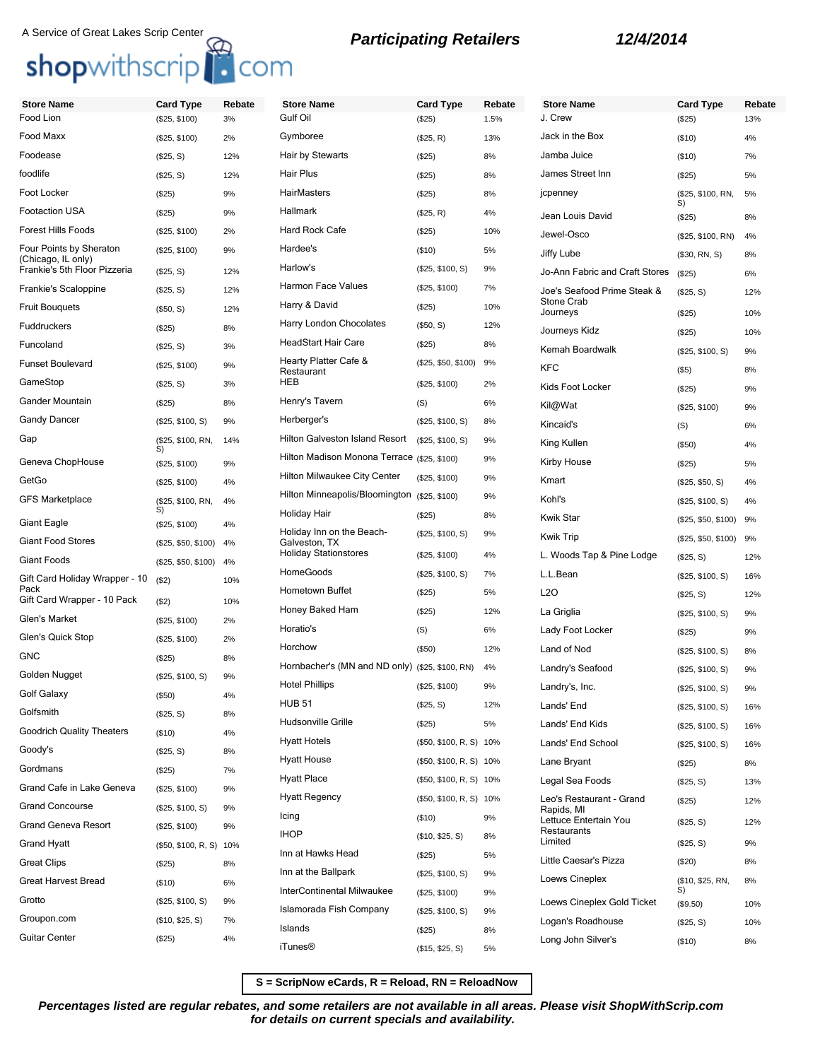A Service of Great Lakes Scrip Center

shopwithscrip.com

# Participating Retailers

**12/4/2014**

| Store Name | Card Type | Rebate |
|---|---|---|
| Food Lion | ($25, $100) | 3% |
| Food Maxx | ($25, $100) | 2% |
| Foodease | ($25, S) | 12% |
| foodlife | ($25, S) | 12% |
| Foot Locker | ($25) | 9% |
| Footaction USA | ($25) | 9% |
| Forest Hills Foods | ($25, $100) | 2% |
| Four Points by Sheraton (Chicago, IL only) | ($25, $100) | 9% |
| Frankie's 5th Floor Pizzeria | ($25, S) | 12% |
| Frankie's Scaloppine | ($25, S) | 12% |
| Fruit Bouquets | ($50, S) | 12% |
| Fuddruckers | ($25) | 8% |
| Funcoland | ($25, S) | 3% |
| Funset Boulevard | ($25, $100) | 9% |
| GameStop | ($25, S) | 3% |
| Gander Mountain | ($25) | 8% |
| Gandy Dancer | ($25, $100, S) | 9% |
| Gap | ($25, $100, RN, S) | 14% |
| Geneva ChopHouse | ($25, $100) | 9% |
| GetGo | ($25, $100) | 4% |
| GFS Marketplace | ($25, $100, RN, S) | 4% |
| Giant Eagle | ($25, $100) | 4% |
| Giant Food Stores | ($25, $50, $100) | 4% |
| Giant Foods | ($25, $50, $100) | 4% |
| Gift Card Holiday Wrapper - 10 Pack | ($2) | 10% |
| Gift Card Wrapper - 10 Pack | ($2) | 10% |
| Glen's Market | ($25, $100) | 2% |
| Glen's Quick Stop | ($25, $100) | 2% |
| GNC | ($25) | 8% |
| Golden Nugget | ($25, $100, S) | 9% |
| Golf Galaxy | ($50) | 4% |
| Golfsmith | ($25, S) | 8% |
| Goodrich Quality Theaters | ($10) | 4% |
| Goody's | ($25, S) | 8% |
| Gordmans | ($25) | 7% |
| Grand Cafe in Lake Geneva | ($25, $100) | 9% |
| Grand Concourse | ($25, $100, S) | 9% |
| Grand Geneva Resort | ($25, $100) | 9% |
| Grand Hyatt | ($50, $100, R, S) | 10% |
| Great Clips | ($25) | 8% |
| Great Harvest Bread | ($10) | 6% |
| Grotto | ($25, $100, S) | 9% |
| Groupon.com | ($10, $25, S) | 7% |
| Guitar Center | ($25) | 4% |
| Gulf Oil | ($25) | 1.5% |
| Gymboree | ($25, R) | 13% |
| Hair by Stewarts | ($25) | 8% |
| Hair Plus | ($25) | 8% |
| HairMasters | ($25) | 8% |
| Hallmark | ($25, R) | 4% |
| Hard Rock Cafe | ($25) | 10% |
| Hardee's | ($10) | 5% |
| Harlow's | ($25, $100, S) | 9% |
| Harmon Face Values | ($25, $100) | 7% |
| Harry & David | ($25) | 10% |
| Harry London Chocolates | ($50, S) | 12% |
| HeadStart Hair Care | ($25) | 8% |
| Hearty Platter Cafe & Restaurant | ($25, $50, $100) | 9% |
| HEB | ($25, $100) | 2% |
| Henry's Tavern | (S) | 6% |
| Herberger's | ($25, $100, S) | 8% |
| Hilton Galveston Island Resort | ($25, $100, S) | 9% |
| Hilton Madison Monona Terrace | ($25, $100) | 9% |
| Hilton Milwaukee City Center | ($25, $100) | 9% |
| Hilton Minneapolis/Bloomington | ($25, $100) | 9% |
| Holiday Hair | ($25) | 8% |
| Holiday Inn on the Beach-Galveston, TX | ($25, $100, S) | 9% |
| Holiday Stationstores | ($25, $100) | 4% |
| HomeGoods | ($25, $100, S) | 7% |
| Hometown Buffet | ($25) | 5% |
| Honey Baked Ham | ($25) | 12% |
| Horatio's | (S) | 6% |
| Horchow | ($50) | 12% |
| Hornbacher's (MN and ND only) | ($25, $100, RN) | 4% |
| Hotel Phillips | ($25, $100) | 9% |
| HUB 51 | ($25, S) | 12% |
| Hudsonville Grille | ($25) | 5% |
| Hyatt Hotels | ($50, $100, R, S) | 10% |
| Hyatt House | ($50, $100, R, S) | 10% |
| Hyatt Place | ($50, $100, R, S) | 10% |
| Hyatt Regency | ($50, $100, R, S) | 10% |
| Icing | ($10) | 9% |
| IHOP | ($10, $25, S) | 8% |
| Inn at Hawks Head | ($25) | 5% |
| Inn at the Ballpark | ($25, $100, S) | 9% |
| InterContinental Milwaukee | ($25, $100) | 9% |
| Islamorada Fish Company | ($25, $100, S) | 9% |
| Islands | ($25) | 8% |
| iTunes® | ($15, $25, S) | 5% |
| J. Crew | ($25) | 13% |
| Jack in the Box | ($10) | 4% |
| Jamba Juice | ($10) | 7% |
| James Street Inn | ($25) | 5% |
| jcpenney | ($25, $100, RN, S) | 5% |
| Jean Louis David | ($25) | 8% |
| Jewel-Osco | ($25, $100, RN) | 4% |
| Jiffy Lube | ($30, RN, S) | 8% |
| Jo-Ann Fabric and Craft Stores | ($25) | 6% |
| Joe's Seafood Prime Steak & Stone Crab | ($25, S) | 12% |
| Journeys | ($25) | 10% |
| Journeys Kidz | ($25) | 10% |
| Kemah Boardwalk | ($25, $100, S) | 9% |
| KFC | ($5) | 8% |
| Kids Foot Locker | ($25) | 9% |
| Kil@Wat | ($25, $100) | 9% |
| Kincaid's | (S) | 6% |
| King Kullen | ($50) | 4% |
| Kirby House | ($25) | 5% |
| Kmart | ($25, $50, S) | 4% |
| Kohl's | ($25, $100, S) | 4% |
| Kwik Star | ($25, $50, $100) | 9% |
| Kwik Trip | ($25, $50, $100) | 9% |
| L. Woods Tap & Pine Lodge | ($25, S) | 12% |
| L.L.Bean | ($25, $100, S) | 16% |
| L2O | ($25, S) | 12% |
| La Griglia | ($25, $100, S) | 9% |
| Lady Foot Locker | ($25) | 9% |
| Land of Nod | ($25, $100, S) | 8% |
| Landry's Seafood | ($25, $100, S) | 9% |
| Landry's, Inc. | ($25, $100, S) | 9% |
| Lands' End | ($25, $100, S) | 16% |
| Lands' End Kids | ($25, $100, S) | 16% |
| Lands' End School | ($25, $100, S) | 16% |
| Lane Bryant | ($25) | 8% |
| Legal Sea Foods | ($25, S) | 13% |
| Leo's Restaurant - Grand Rapids, MI | ($25) | 12% |
| Lettuce Entertain You Restaurants | ($25, S) | 12% |
| Limited | ($25, S) | 9% |
| Little Caesar's Pizza | ($20) | 8% |
| Loews Cineplex | ($10, $25, RN, S) | 8% |
| Loews Cineplex Gold Ticket | ($9.50) | 10% |
| Logan's Roadhouse | ($25, S) | 10% |
| Long John Silver's | ($10) | 8% |

**S = ScripNow eCards, R = Reload, RN = ReloadNow**

***Percentages listed are regular rebates, and some retailers are not available in all areas. Please visit ShopWithScrip.com for details on current specials and availability.***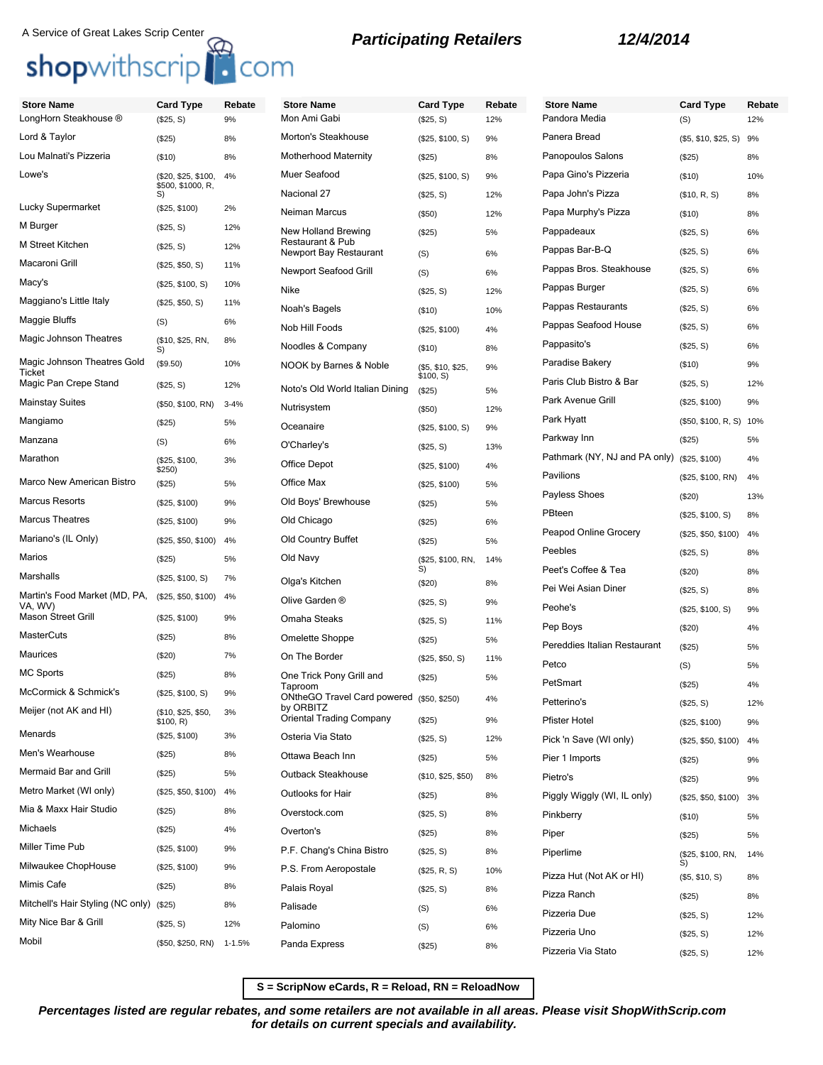A Service of Great Lakes Scrip Center

shopwithscrip.com

**Participating Retailers** **12/4/2014**

| Store Name | Card Type | Rebate |
| --- | --- | --- |
| LongHorn Steakhouse ® | ($25, S) | 9% |
| Lord & Taylor | ($25) | 8% |
| Lou Malnati's Pizzeria | ($10) | 8% |
| Lowe's | ($20, $25, $100, $500, $1000, R, S) | 4% |
| Lucky Supermarket | ($25, $100) | 2% |
| M Burger | ($25, S) | 12% |
| M Street Kitchen | ($25, S) | 12% |
| Macaroni Grill | ($25, $50, S) | 11% |
| Macy's | ($25, $100, S) | 10% |
| Maggiano's Little Italy | ($25, $50, S) | 11% |
| Maggie Bluffs | (S) | 6% |
| Magic Johnson Theatres | ($10, $25, RN, S) | 8% |
| Magic Johnson Theatres Gold Ticket | ($9.50) | 10% |
| Magic Pan Crepe Stand | ($25, S) | 12% |
| Mainstay Suites | ($50, $100, RN) | 3-4% |
| Mangiamo | ($25) | 5% |
| Manzana | (S) | 6% |
| Marathon | ($25, $100, $250) | 3% |
| Marco New American Bistro | ($25) | 5% |
| Marcus Resorts | ($25, $100) | 9% |
| Marcus Theatres | ($25, $100) | 9% |
| Mariano's (IL Only) | ($25, $50, $100) | 4% |
| Marios | ($25) | 5% |
| Marshalls | ($25, $100, S) | 7% |
| Martin's Food Market (MD, PA, VA, WV) | ($25, $50, $100) | 4% |
| Mason Street Grill | ($25, $100) | 9% |
| MasterCuts | ($25) | 8% |
| Maurices | ($20) | 7% |
| MC Sports | ($25) | 8% |
| McCormick & Schmick's | ($25, $100, S) | 9% |
| Meijer (not AK and HI) | ($10, $25, $50, $100, R) | 3% |
| Menards | ($25, $100) | 3% |
| Men's Wearhouse | ($25) | 8% |
| Mermaid Bar and Grill | ($25) | 5% |
| Metro Market (WI only) | ($25, $50, $100) | 4% |
| Mia & Maxx Hair Studio | ($25) | 8% |
| Michaels | ($25) | 4% |
| Miller Time Pub | ($25, $100) | 9% |
| Milwaukee ChopHouse | ($25, $100) | 9% |
| Mimis Cafe | ($25) | 8% |
| Mitchell's Hair Styling (NC only) | ($25) | 8% |
| Mity Nice Bar & Grill | ($25, S) | 12% |
| Mobil | ($50, $250, RN) | 1-1.5% |
| Mon Ami Gabi | ($25, S) | 12% |
| Morton's Steakhouse | ($25, $100, S) | 9% |
| Motherhood Maternity | ($25) | 8% |
| Muer Seafood | ($25, $100, S) | 9% |
| Nacional 27 | ($25, S) | 12% |
| Neiman Marcus | ($50) | 12% |
| New Holland Brewing Restaurant & Pub | ($25) | 5% |
| Newport Bay Restaurant | (S) | 6% |
| Newport Seafood Grill | (S) | 6% |
| Nike | ($25, S) | 12% |
| Noah's Bagels | ($10) | 10% |
| Nob Hill Foods | ($25, $100) | 4% |
| Noodles & Company | ($10) | 8% |
| NOOK by Barnes & Noble | ($5, $10, $25, $100, S) | 9% |
| Noto's Old World Italian Dining | ($25) | 5% |
| Nutrisystem | ($50) | 12% |
| Oceanaire | ($25, $100, S) | 9% |
| O'Charley's | ($25, S) | 13% |
| Office Depot | ($25, $100) | 4% |
| Office Max | ($25, $100) | 5% |
| Old Boys' Brewhouse | ($25) | 5% |
| Old Chicago | ($25) | 6% |
| Old Country Buffet | ($25) | 5% |
| Old Navy | ($25, $100, RN, S) | 14% |
| Olga's Kitchen | ($20) | 8% |
| Olive Garden ® | ($25, S) | 9% |
| Omaha Steaks | ($25, S) | 11% |
| Omelette Shoppe | ($25) | 5% |
| On The Border | ($25, $50, S) | 11% |
| One Trick Pony Grill and Taproom | ($25) | 5% |
| ONtheGO Travel Card powered by ORBITZ | ($50, $250) | 4% |
| Oriental Trading Company | ($25) | 9% |
| Osteria Via Stato | ($25, S) | 12% |
| Ottawa Beach Inn | ($25) | 5% |
| Outback Steakhouse | ($10, $25, $50) | 8% |
| Outlooks for Hair | ($25) | 8% |
| Overstock.com | ($25, S) | 8% |
| Overton's | ($25) | 8% |
| P.F. Chang's China Bistro | ($25, S) | 8% |
| P.S. From Aeropostale | ($25, R, S) | 10% |
| Palais Royal | ($25, S) | 8% |
| Palisade | (S) | 6% |
| Palomino | (S) | 6% |
| Panda Express | ($25) | 8% |
| Pandora Media | (S) | 12% |
| Panera Bread | ($5, $10, $25, S) | 9% |
| Panopoulos Salons | ($25) | 8% |
| Papa Gino's Pizzeria | ($10) | 10% |
| Papa John's Pizza | ($10, R, S) | 8% |
| Papa Murphy's Pizza | ($10) | 8% |
| Pappadeaux | ($25, S) | 6% |
| Pappas Bar-B-Q | ($25, S) | 6% |
| Pappas Bros. Steakhouse | ($25, S) | 6% |
| Pappas Burger | ($25, S) | 6% |
| Pappas Restaurants | ($25, S) | 6% |
| Pappas Seafood House | ($25, S) | 6% |
| Pappasito's | ($25, S) | 6% |
| Paradise Bakery | ($10) | 9% |
| Paris Club Bistro & Bar | ($25, S) | 12% |
| Park Avenue Grill | ($25, $100) | 9% |
| Park Hyatt | ($50, $100, R, S) | 10% |
| Parkway Inn | ($25) | 5% |
| Pathmark (NY, NJ and PA only) | ($25, $100) | 4% |
| Pavilions | ($25, $100, RN) | 4% |
| Payless Shoes | ($20) | 13% |
| PBteen | ($25, $100, S) | 8% |
| Peapod Online Grocery | ($25, $50, $100) | 4% |
| Peebles | ($25, S) | 8% |
| Peet's Coffee & Tea | ($20) | 8% |
| Pei Wei Asian Diner | ($25, S) | 8% |
| Peohe's | ($25, $100, S) | 9% |
| Pep Boys | ($20) | 4% |
| Pereddies Italian Restaurant | ($25) | 5% |
| Petco | (S) | 5% |
| PetSmart | ($25) | 4% |
| Petterino's | ($25, S) | 12% |
| Pfister Hotel | ($25, $100) | 9% |
| Pick 'n Save (WI only) | ($25, $50, $100) | 4% |
| Pier 1 Imports | ($25) | 9% |
| Pietro's | ($25) | 9% |
| Piggly Wiggly (WI, IL only) | ($25, $50, $100) | 3% |
| Pinkberry | ($10) | 5% |
| Piper | ($25) | 5% |
| Piperlime | ($25, $100, RN, S) | 14% |
| Pizza Hut (Not AK or HI) | ($5, $10, S) | 8% |
| Pizza Ranch | ($25) | 8% |
| Pizzeria Due | ($25, S) | 12% |
| Pizzeria Uno | ($25, S) | 12% |
| Pizzeria Via Stato | ($25, S) | 12% |

**S = ScripNow eCards, R = Reload, RN = ReloadNow**

***Percentages listed are regular rebates, and some retailers are not available in all areas. Please visit ShopWithScrip.com for details on current specials and availability.***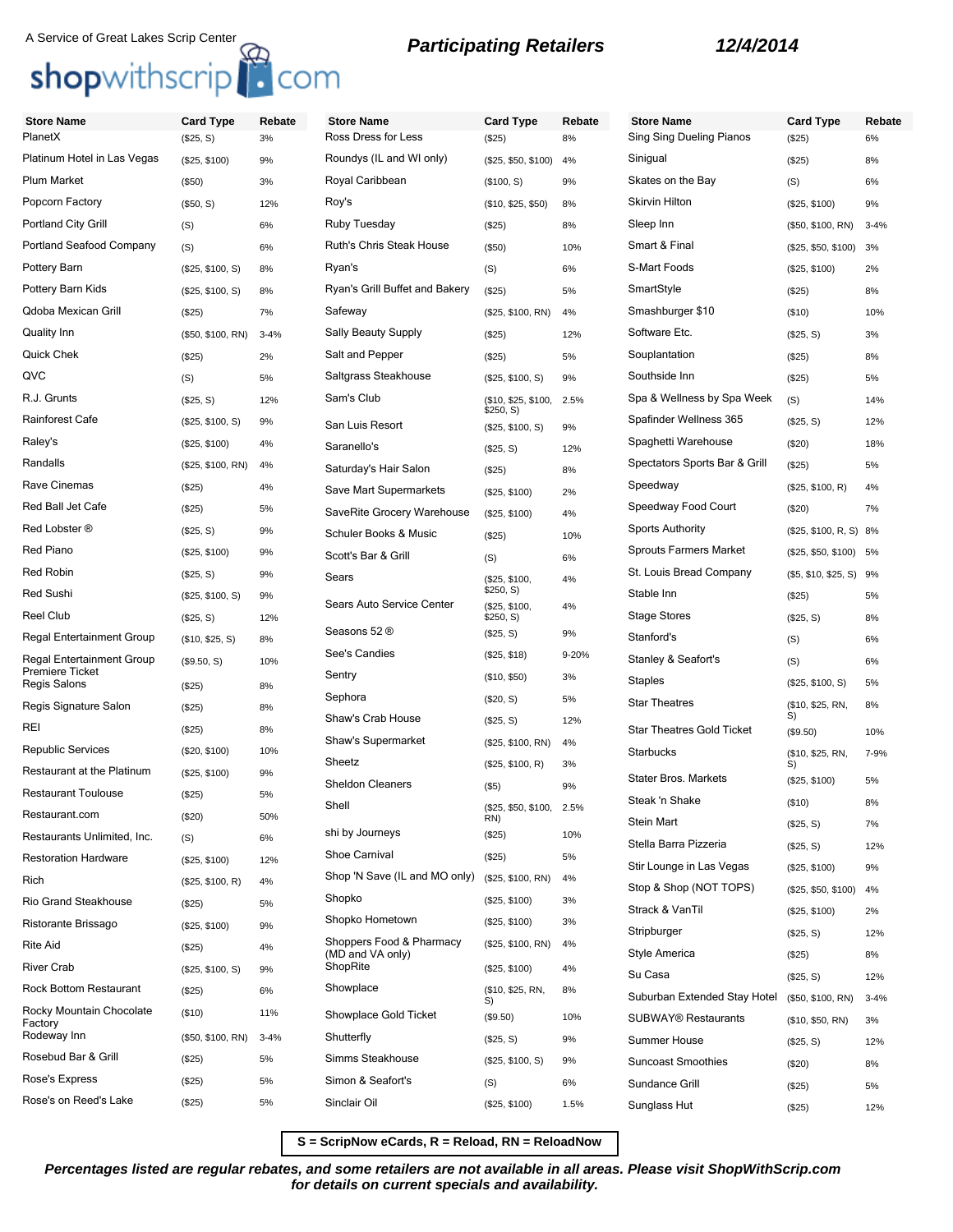A Service of Great Lakes Scrip Center

shopwithscrip.com

**Participating Retailers** **12/4/2014**

| Store Name | Card Type | Rebate |
|---|---|---|
| PlanetX | ($25, S) | 3% |
| Platinum Hotel in Las Vegas | ($25, $100) | 9% |
| Plum Market | ($50) | 3% |
| Popcorn Factory | ($50, S) | 12% |
| Portland City Grill | (S) | 6% |
| Portland Seafood Company | (S) | 6% |
| Pottery Barn | ($25, $100, S) | 8% |
| Pottery Barn Kids | ($25, $100, S) | 8% |
| Qdoba Mexican Grill | ($25) | 7% |
| Quality Inn | ($50, $100, RN) | 3-4% |
| Quick Chek | ($25) | 2% |
| QVC | (S) | 5% |
| R.J. Grunts | ($25, S) | 12% |
| Rainforest Cafe | ($25, $100, S) | 9% |
| Raley's | ($25, $100) | 4% |
| Randalls | ($25, $100, RN) | 4% |
| Rave Cinemas | ($25) | 4% |
| Red Ball Jet Cafe | ($25) | 5% |
| Red Lobster ® | ($25, S) | 9% |
| Red Piano | ($25, $100) | 9% |
| Red Robin | ($25, S) | 9% |
| Red Sushi | ($25, $100, S) | 9% |
| Reel Club | ($25, S) | 12% |
| Regal Entertainment Group | ($10, $25, S) | 8% |
| Regal Entertainment Group Premiere Ticket | ($9.50, S) | 10% |
| Regis Salons | ($25) | 8% |
| Regis Signature Salon | ($25) | 8% |
| REI | ($25) | 8% |
| Republic Services | ($20, $100) | 10% |
| Restaurant at the Platinum | ($25, $100) | 9% |
| Restaurant Toulouse | ($25) | 5% |
| Restaurant.com | ($20) | 50% |
| Restaurants Unlimited, Inc. | (S) | 6% |
| Restoration Hardware | ($25, $100) | 12% |
| Rich | ($25, $100, R) | 4% |
| Rio Grand Steakhouse | ($25) | 5% |
| Ristorante Brissago | ($25, $100) | 9% |
| Rite Aid | ($25) | 4% |
| River Crab | ($25, $100, S) | 9% |
| Rock Bottom Restaurant | ($25) | 6% |
| Rocky Mountain Chocolate Factory | ($10) | 11% |
| Rodeway Inn | ($50, $100, RN) | 3-4% |
| Rosebud Bar & Grill | ($25) | 5% |
| Rose's Express | ($25) | 5% |
| Rose's on Reed's Lake | ($25) | 5% |
| Ross Dress for Less | ($25) | 8% |
| Roundys (IL and WI only) | ($25, $50, $100) | 4% |
| Royal Caribbean | ($100, S) | 9% |
| Roy's | ($10, $25, $50) | 8% |
| Ruby Tuesday | ($25) | 8% |
| Ruth's Chris Steak House | ($50) | 10% |
| Ryan's | (S) | 6% |
| Ryan's Grill Buffet and Bakery | ($25) | 5% |
| Safeway | ($25, $100, RN) | 4% |
| Sally Beauty Supply | ($25) | 12% |
| Salt and Pepper | ($25) | 5% |
| Saltgrass Steakhouse | ($25, $100, S) | 9% |
| Sam's Club | ($10, $25, $100, $250, S) | 2.5% |
| San Luis Resort | ($25, $100, S) | 9% |
| Saranello's | ($25, S) | 12% |
| Saturday's Hair Salon | ($25) | 8% |
| Save Mart Supermarkets | ($25, $100) | 2% |
| SaveRite Grocery Warehouse | ($25, $100) | 4% |
| Schuler Books & Music | ($25) | 10% |
| Scott's Bar & Grill | (S) | 6% |
| Sears | ($25, $100, $250, S) | 4% |
| Sears Auto Service Center | ($25, $100, $250, S) | 4% |
| Seasons 52 ® | ($25, S) | 9% |
| See's Candies | ($25, $18) | 9-20% |
| Sentry | ($10, $50) | 3% |
| Sephora | ($20, S) | 5% |
| Shaw's Crab House | ($25, S) | 12% |
| Shaw's Supermarket | ($25, $100, RN) | 4% |
| Sheetz | ($25, $100, R) | 3% |
| Sheldon Cleaners | ($5) | 9% |
| Shell | ($25, $50, $100, RN) | 2.5% |
| shi by Journeys | ($25) | 10% |
| Shoe Carnival | ($25) | 5% |
| Shop 'N Save (IL and MO only) | ($25, $100, RN) | 4% |
| Shopko | ($25, $100) | 3% |
| Shopko Hometown | ($25, $100) | 3% |
| Shoppers Food & Pharmacy (MD and VA only) | ($25, $100, RN) | 4% |
| ShopRite | ($25, $100) | 4% |
| Showplace | ($10, $25, RN, S) | 8% |
| Showplace Gold Ticket | ($9.50) | 10% |
| Shutterfly | ($25, S) | 9% |
| Simms Steakhouse | ($25, $100, S) | 9% |
| Simon & Seafort's | (S) | 6% |
| Sinclair Oil | ($25, $100) | 1.5% |
| Sing Sing Dueling Pianos | ($25) | 6% |
| Sinigual | ($25) | 8% |
| Skates on the Bay | (S) | 6% |
| Skirvin Hilton | ($25, $100) | 9% |
| Sleep Inn | ($50, $100, RN) | 3-4% |
| Smart & Final | ($25, $50, $100) | 3% |
| S-Mart Foods | ($25, $100) | 2% |
| SmartStyle | ($25) | 8% |
| Smashburger $10 | ($10) | 10% |
| Software Etc. | ($25, S) | 3% |
| Souplantation | ($25) | 8% |
| Southside Inn | ($25) | 5% |
| Spa & Wellness by Spa Week | (S) | 14% |
| Spafinder Wellness 365 | ($25, S) | 12% |
| Spaghetti Warehouse | ($20) | 18% |
| Spectators Sports Bar & Grill | ($25) | 5% |
| Speedway | ($25, $100, R) | 4% |
| Speedway Food Court | ($20) | 7% |
| Sports Authority | ($25, $100, R, S) | 8% |
| Sprouts Farmers Market | ($25, $50, $100) | 5% |
| St. Louis Bread Company | ($5, $10, $25, S) | 9% |
| Stable Inn | ($25) | 5% |
| Stage Stores | ($25, S) | 8% |
| Stanford's | (S) | 6% |
| Stanley & Seafort's | (S) | 6% |
| Staples | ($25, $100, S) | 5% |
| Star Theatres | ($10, $25, RN, S) | 8% |
| Star Theatres Gold Ticket | ($9.50) | 10% |
| Starbucks | ($10, $25, RN, S) | 7-9% |
| Stater Bros. Markets | ($25, $100) | 5% |
| Steak 'n Shake | ($10) | 8% |
| Stein Mart | ($25, S) | 7% |
| Stella Barra Pizzeria | ($25, S) | 12% |
| Stir Lounge in Las Vegas | ($25, $100) | 9% |
| Stop & Shop (NOT TOPS) | ($25, $50, $100) | 4% |
| Strack & VanTil | ($25, $100) | 2% |
| Stripburger | ($25, S) | 12% |
| Style America | ($25) | 8% |
| Su Casa | ($25, S) | 12% |
| Suburban Extended Stay Hotel | ($50, $100, RN) | 3-4% |
| SUBWAY® Restaurants | ($10, $50, RN) | 3% |
| Summer House | ($25, S) | 12% |
| Suncoast Smoothies | ($20) | 8% |
| Sundance Grill | ($25) | 5% |
| Sunglass Hut | ($25) | 12% |

**S = ScripNow eCards, R = Reload, RN = ReloadNow**

***Percentages listed are regular rebates, and some retailers are not available in all areas. Please visit ShopWithScrip.com for details on current specials and availability.***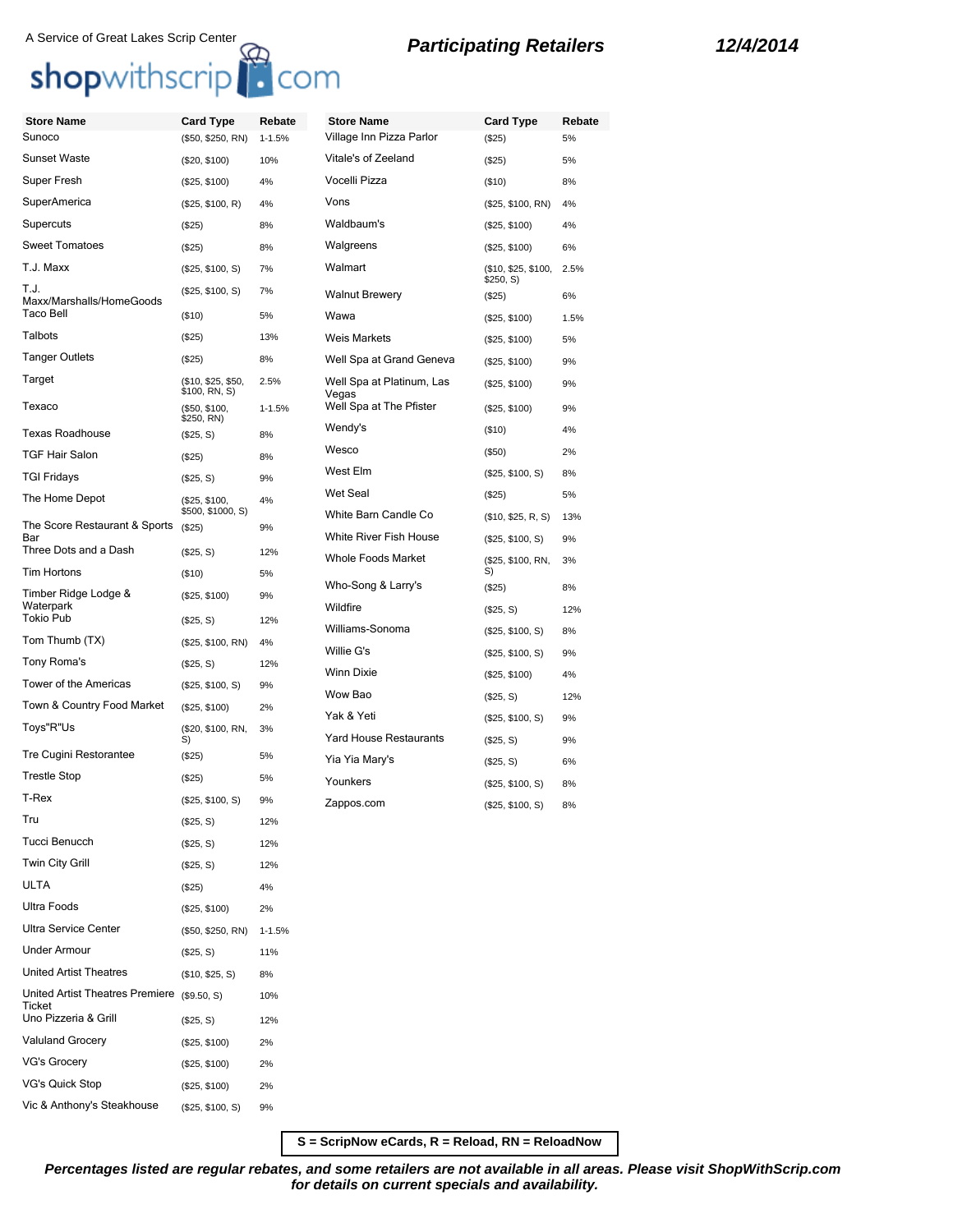A Service of Great Lakes Scrip Center

shopwithscrip.com

**Participating Retailers** **12/4/2014**

| Store Name | Card Type | Rebate |
|---|---|---|
| Sunoco | ($50, $250, RN) | 1-1.5% |
| Sunset Waste | ($20, $100) | 10% |
| Super Fresh | ($25, $100) | 4% |
| SuperAmerica | ($25, $100, R) | 4% |
| Supercuts | ($25) | 8% |
| Sweet Tomatoes | ($25) | 8% |
| T.J. Maxx | ($25, $100, S) | 7% |
| T.J. Maxx/Marshalls/HomeGoods | ($25, $100, S) | 7% |
| Taco Bell | ($10) | 5% |
| Talbots | ($25) | 13% |
| Tanger Outlets | ($25) | 8% |
| Target | ($10, $25, $50, $100, RN, S) | 2.5% |
| Texaco | ($50, $100, $250, RN) | 1-1.5% |
| Texas Roadhouse | ($25, S) | 8% |
| TGF Hair Salon | ($25) | 8% |
| TGI Fridays | ($25, S) | 9% |
| The Home Depot | ($25, $100, $500, $1000, S) | 4% |
| The Score Restaurant & Sports Bar | ($25) | 9% |
| Three Dots and a Dash | ($25, S) | 12% |
| Tim Hortons | ($10) | 5% |
| Timber Ridge Lodge & Waterpark | ($25, $100) | 9% |
| Tokio Pub | ($25, S) | 12% |
| Tom Thumb (TX) | ($25, $100, RN) | 4% |
| Tony Roma's | ($25, S) | 12% |
| Tower of the Americas | ($25, $100, S) | 9% |
| Town & Country Food Market | ($25, $100) | 2% |
| Toys"R"Us | ($20, $100, RN, S) | 3% |
| Tre Cugini Restorantee | ($25) | 5% |
| Trestle Stop | ($25) | 5% |
| T-Rex | ($25, $100, S) | 9% |
| Tru | ($25, S) | 12% |
| Tucci Benucch | ($25, S) | 12% |
| Twin City Grill | ($25, S) | 12% |
| ULTA | ($25) | 4% |
| Ultra Foods | ($25, $100) | 2% |
| Ultra Service Center | ($50, $250, RN) | 1-1.5% |
| Under Armour | ($25, S) | 11% |
| United Artist Theatres | ($10, $25, S) | 8% |
| United Artist Theatres Premiere Ticket | ($9.50, S) | 10% |
| Uno Pizzeria & Grill | ($25, S) | 12% |
| Valuland Grocery | ($25, $100) | 2% |
| VG's Grocery | ($25, $100) | 2% |
| VG's Quick Stop | ($25, $100) | 2% |
| Vic & Anthony's Steakhouse | ($25, $100, S) | 9% |
| Village Inn Pizza Parlor | ($25) | 5% |
| Vitale's of Zeeland | ($25) | 5% |
| Vocelli Pizza | ($10) | 8% |
| Vons | ($25, $100, RN) | 4% |
| Waldbaum's | ($25, $100) | 4% |
| Walgreens | ($25, $100) | 6% |
| Walmart | ($10, $25, $100, $250, S) | 2.5% |
| Walnut Brewery | ($25) | 6% |
| Wawa | ($25, $100) | 1.5% |
| Weis Markets | ($25, $100) | 5% |
| Well Spa at Grand Geneva | ($25, $100) | 9% |
| Well Spa at Platinum, Las Vegas | ($25, $100) | 9% |
| Well Spa at The Pfister | ($25, $100) | 9% |
| Wendy's | ($10) | 4% |
| Wesco | ($50) | 2% |
| West Elm | ($25, $100, S) | 8% |
| Wet Seal | ($25) | 5% |
| White Barn Candle Co | ($10, $25, R, S) | 13% |
| White River Fish House | ($25, $100, S) | 9% |
| Whole Foods Market | ($25, $100, RN, S) | 3% |
| Who-Song & Larry's | ($25) | 8% |
| Wildfire | ($25, S) | 12% |
| Williams-Sonoma | ($25, $100, S) | 8% |
| Willie G's | ($25, $100, S) | 9% |
| Winn Dixie | ($25, $100) | 4% |
| Wow Bao | ($25, S) | 12% |
| Yak & Yeti | ($25, $100, S) | 9% |
| Yard House Restaurants | ($25, S) | 9% |
| Yia Yia Mary's | ($25, S) | 6% |
| Younkers | ($25, $100, S) | 8% |
| Zappos.com | ($25, $100, S) | 8% |

**S = ScripNow eCards, R = Reload, RN = ReloadNow**

***Percentages listed are regular rebates, and some retailers are not available in all areas. Please visit ShopWithScrip.com for details on current specials and availability.***